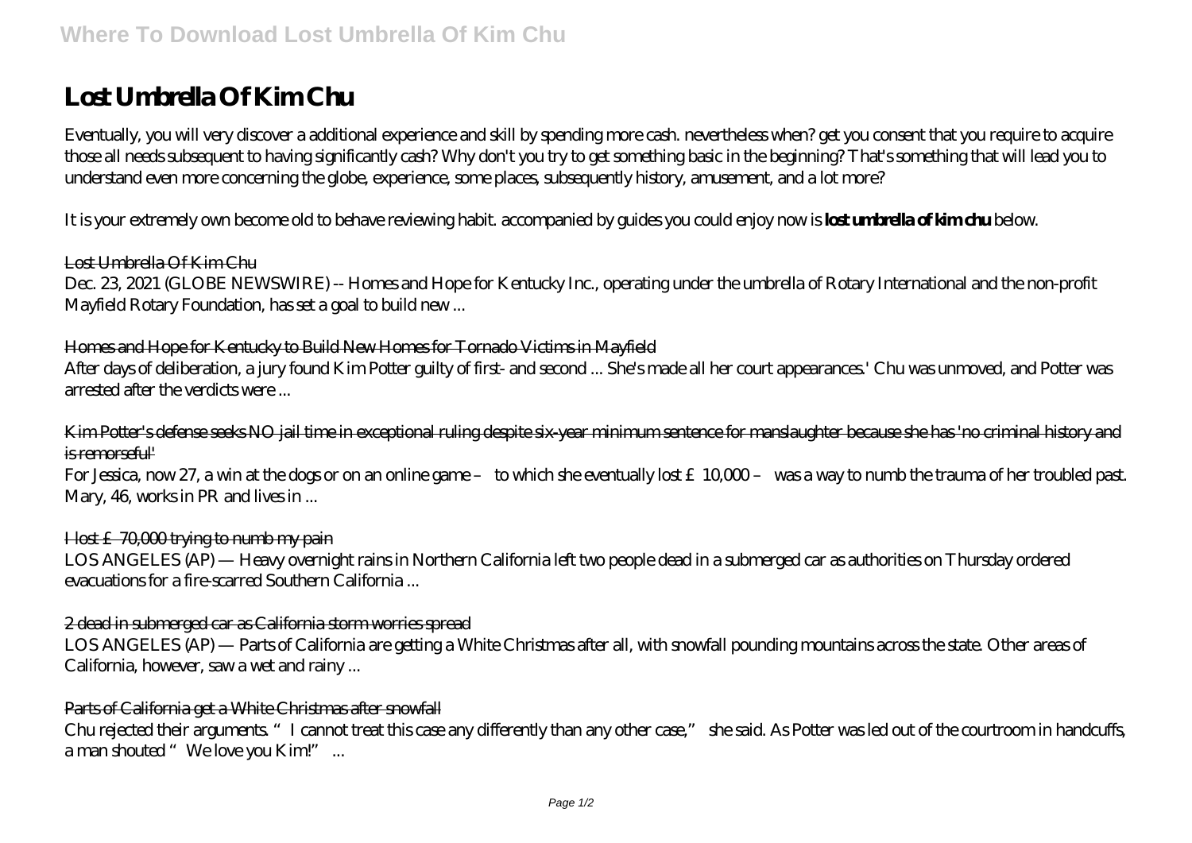# Lost Umbrella Of Kim Chu

Eventually, you will very discover a additional experience and skill by spending more cash. nevertheless when? get you consent that you require to acquire those all needs subsequent to having significantly cash? Why don't you try to get something basic in the beginning? That's something that will lead you to understand even more concerning the globe, experience, some places, subsequently history, amusement, and a lot more?

It is your extremely own become old to behave reviewing habit. accompanied by guides you could enjoy now is **lost umbrella of kim chu** below.

~~Lost Umbrella Of Kim Chu~~

Dec. 23, 2021 (GLOBE NEWSWIRE) -- Homes and Hope for Kentucky Inc., operating under the umbrella of Rotary International and the non-profit Mayfield Rotary Foundation, has set a goal to build new ...

~~Homes and Hope for Kentucky to Build New Homes for Tornado Victims in Mayfield~~

After days of deliberation, a jury found Kim Potter guilty of first- and second ... She's made all her court appearances.' Chu was unmoved, and Potter was arrested after the verdicts were ...

~~Kim Potter's defense seeks NO jail time in exceptional ruling despite six-year minimum sentence for manslaughter because she has 'no criminal history and is remorseful'~~

For Jessica, now 27, a win at the dogs or on an online game – to which she eventually lost £10,000 – was a way to numb the trauma of her troubled past. Mary, 46, works in PR and lives in ...

~~I lost £70,000 trying to numb my pain~~

LOS ANGELES (AP) — Heavy overnight rains in Northern California left two people dead in a submerged car as authorities on Thursday ordered evacuations for a fire-scarred Southern California ...

~~2 dead in submerged car as California storm worries spread~~

LOS ANGELES (AP) — Parts of California are getting a White Christmas after all, with snowfall pounding mountains across the state. Other areas of California, however, saw a wet and rainy ...

~~Parts of California get a White Christmas after snowfall~~

Chu rejected their arguments. "I cannot treat this case any differently than any other case," she said. As Potter was led out of the courtroom in handcuffs, a man shouted "We love you Kim!" ...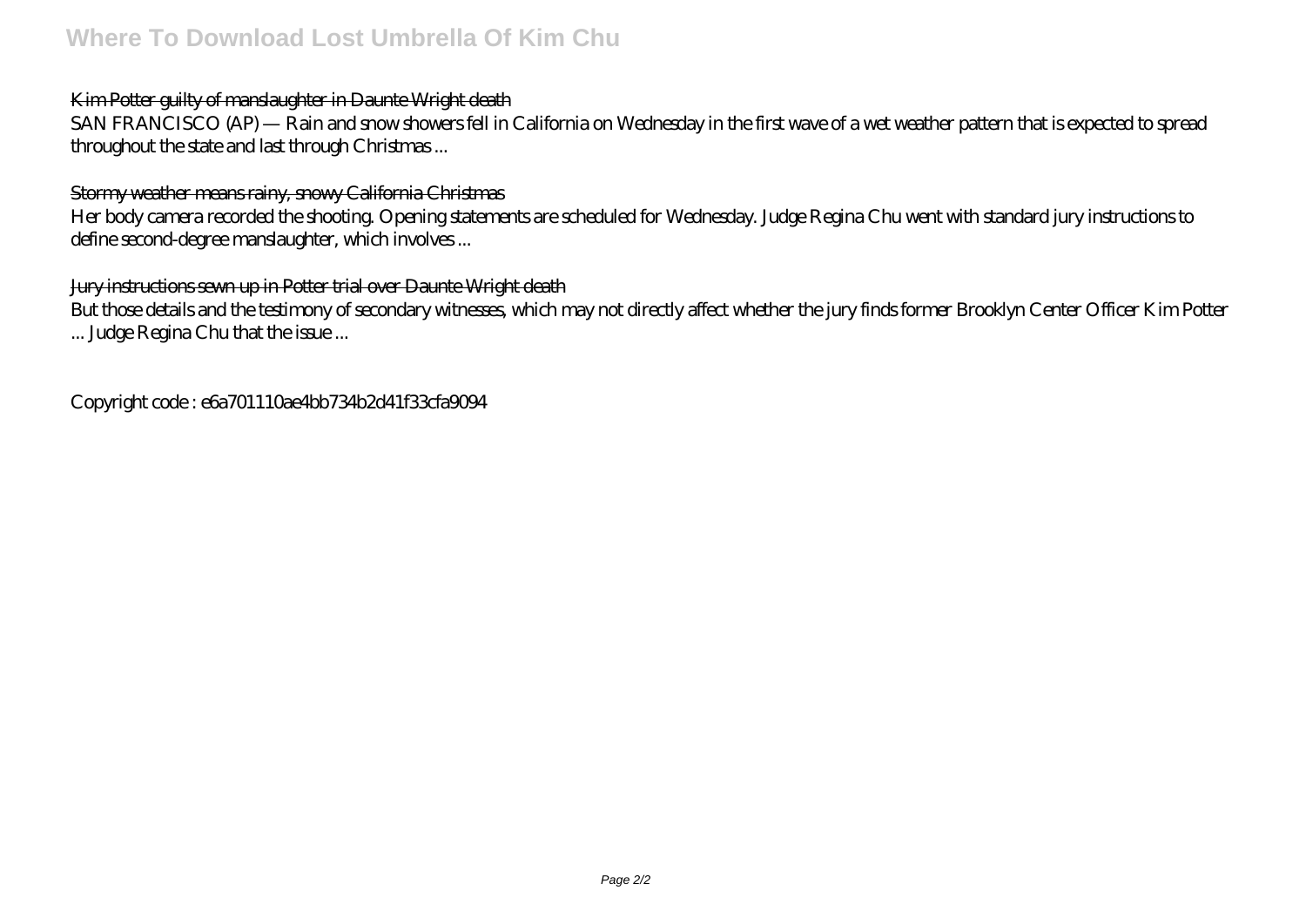Kim Potter guilty of manslaughter in Daunte Wright death

SAN FRANCISCO (AP) — Rain and snow showers fell in California on Wednesday in the first wave of a wet weather pattern that is expected to spread throughout the state and last through Christmas ...

Stormy weather means rainy, snowy California Christmas

Her body camera recorded the shooting. Opening statements are scheduled for Wednesday. Judge Regina Chu went with standard jury instructions to define second-degree manslaughter, which involves ...

Jury instructions sewn up in Potter trial over Daunte Wright death

But those details and the testimony of secondary witnesses, which may not directly affect whether the jury finds former Brooklyn Center Officer Kim Potter ... Judge Regina Chu that the issue ...

Copyright code : e6a701110ae4bb734b2d41f33cfa9094